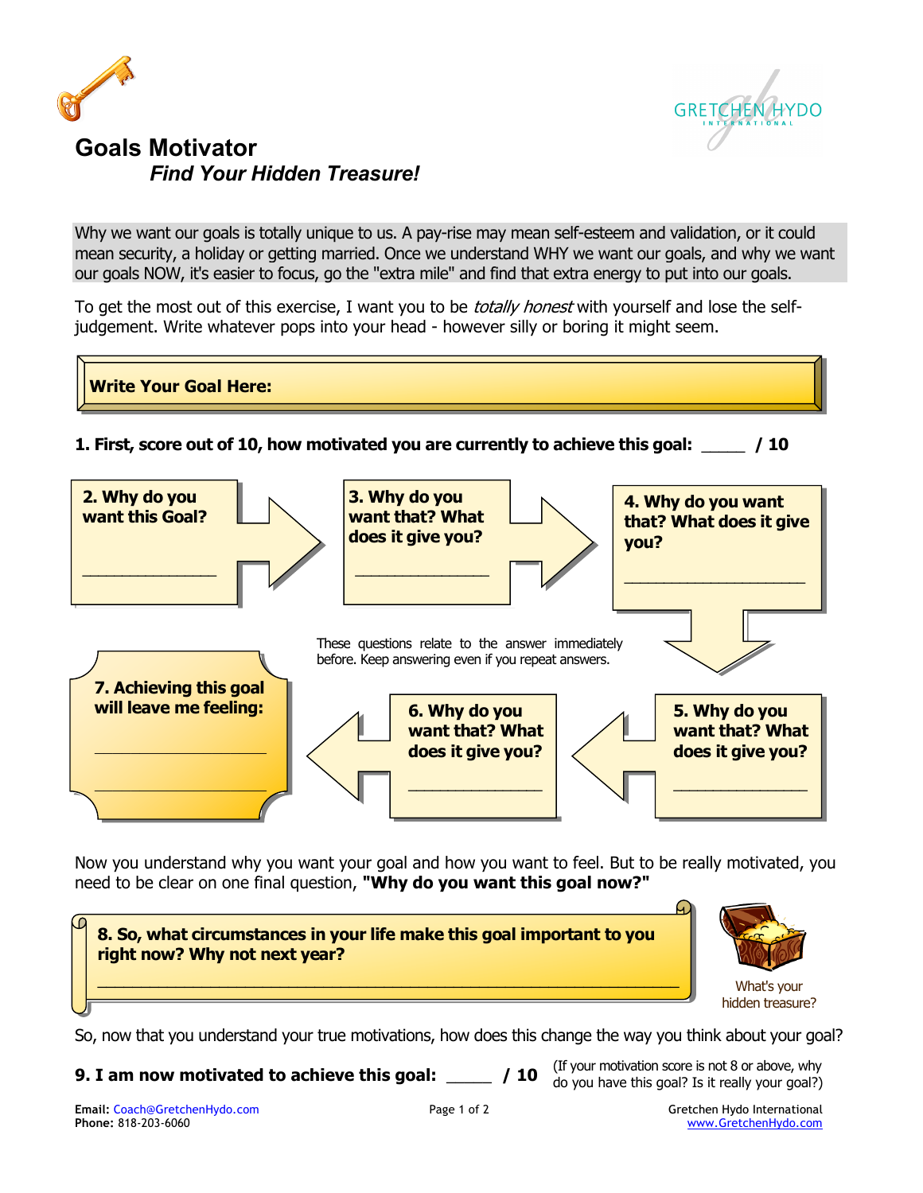GRETCHEN HYDO INTERNATIONAL

# Goals Motivator

## *Find Your Hidden Treasure!*

Why we want our goals is totally unique to us. A pay-rise may mean self-esteem and validation, or it could mean security, a holiday or getting married. Once we understand WHY we want our goals, and why we want our goals NOW, it's easier to focus, go the "extra mile" and find that extra energy to put into our goals.

To get the most out of this exercise, I want you to be *totally honest* with yourself and lose the self-judgement. Write whatever pops into your head - however silly or boring it might seem.

**Write Your Goal Here:**

**1. First, score out of 10, how motivated you are currently to achieve this goal: _____ / 10**

**2. Why do you want this Goal?**

_______________

**3. Why do you want that? What does it give you?**

_______________

**4. Why do you want that? What does it give you?**

_______________

These questions relate to the answer immediately before. Keep answering even if you repeat answers.

**5. Why do you want that? What does it give you?**

_______________

**6. Why do you want that? What does it give you?**

_______________

**7. Achieving this goal will leave me feeling:**

_______________

_______________

Now you understand why you want your goal and how you want to feel. But to be really motivated, you need to be clear on one final question, **"Why do you want this goal now?"**

**8. So, what circumstances in your life make this goal important to you right now? Why not next year?**

_______________________________________________

What's your hidden treasure?

So, now that you understand your true motivations, how does this change the way you think about your goal?

**9. I am now motivated to achieve this goal: _____ / 10**

(If your motivation score is not 8 or above, why do you have this goal? Is it really your goal?)

**Email:** Coach@GretchenHydo.com
**Phone:** 818-203-6060

Gretchen Hydo International
www.GretchenHydo.com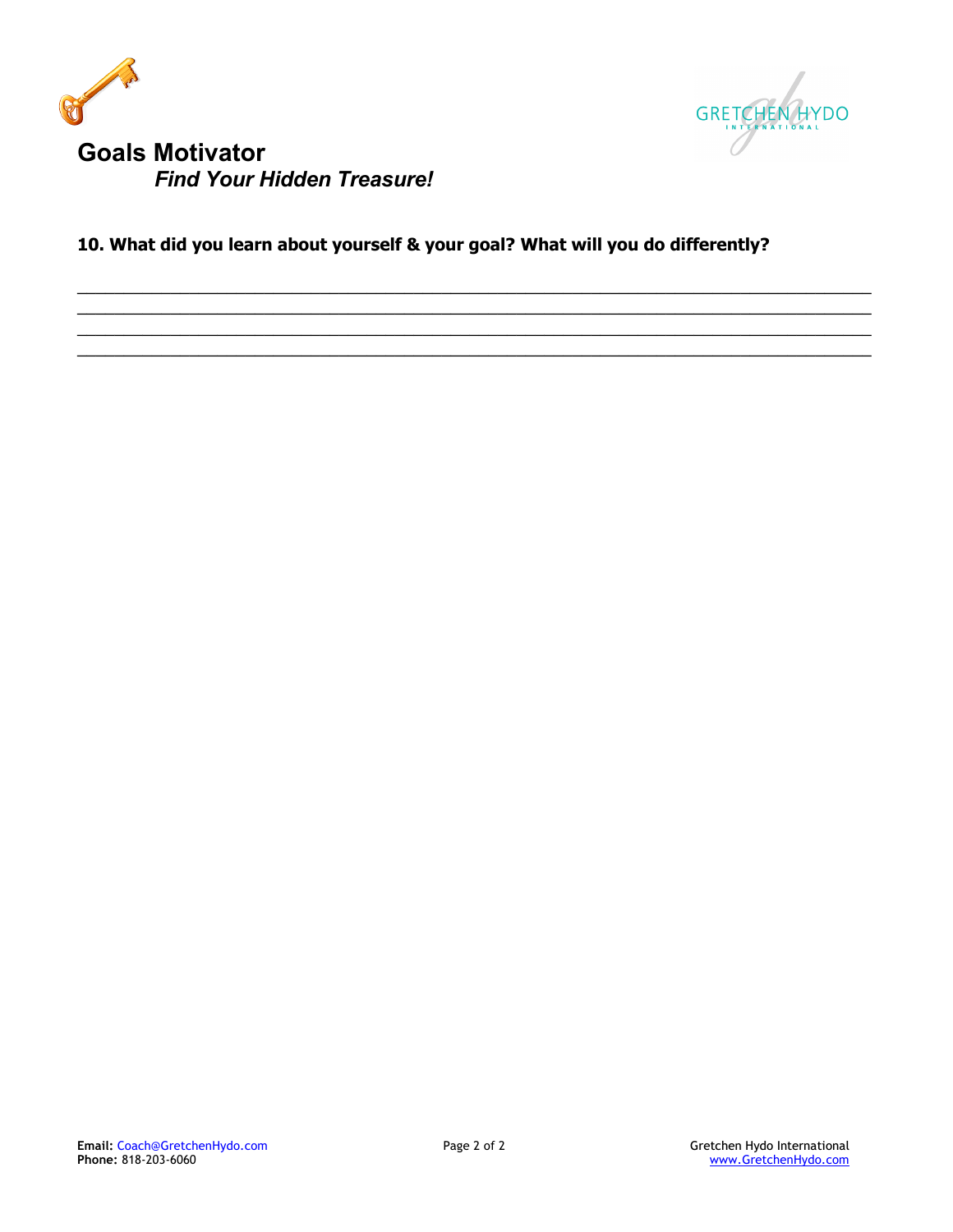# Goals Motivator

***Find Your Hidden Treasure!***

**10. What did you learn about yourself & your goal? What will you do differently?**

____________________________________________________________________________
____________________________________________________________________________
____________________________________________________________________________
____________________________________________________________________________

**Email:** Coach@GretchenHydo.com
**Phone:** 818-203-6060

Gretchen Hydo International
www.GretchenHydo.com